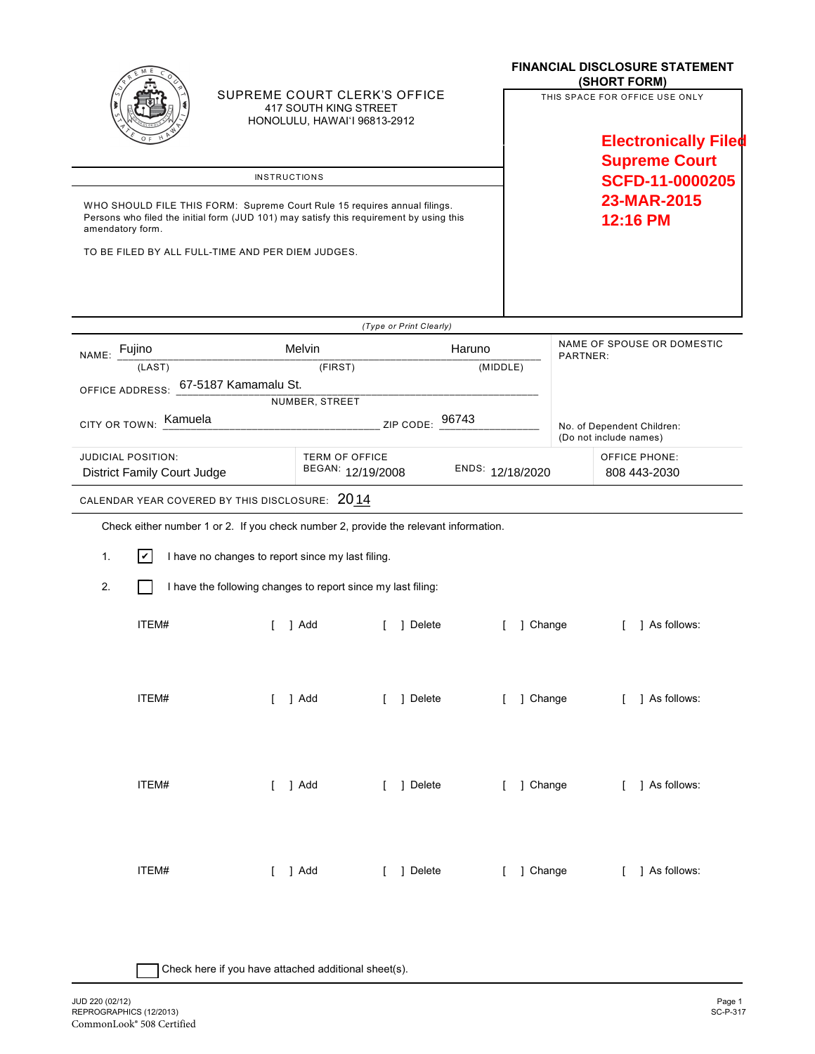SUPREME COURT CLERK'S OFFICE
417 SOUTH KING STREET
HONOLULU, HAWAI'I 96813-2912

# FINANCIAL DISCLOSURE STATEMENT (SHORT FORM)

THIS SPACE FOR OFFICE USE ONLY

**Electronically Filed**
**Supreme Court**
**SCFD-11-0000205**
**23-MAR-2015**
**12:16 PM**

## INSTRUCTIONS

WHO SHOULD FILE THIS FORM: Supreme Court Rule 15 requires annual filings. Persons who filed the initial form (JUD 101) may satisfy this requirement by using this amendatory form.

TO BE FILED BY ALL FULL-TIME AND PER DIEM JUDGES.

*(Type or Print Clearly)*

NAME: Fujino (LAST) Melvin (FIRST) Haruno (MIDDLE)

NAME OF SPOUSE OR DOMESTIC PARTNER:

OFFICE ADDRESS: 67-5187 Kamamalu St. (NUMBER, STREET)

CITY OR TOWN: Kamuela ZIP CODE: 96743

No. of Dependent Children: (Do not include names)

JUDICIAL POSITION: District Family Court Judge

TERM OF OFFICE BEGAN: 12/19/2008 ENDS: 12/18/2020

OFFICE PHONE: 808 443-2030

CALENDAR YEAR COVERED BY THIS DISCLOSURE: 2014

Check either number 1 or 2. If you check number 2, provide the relevant information.

1. [✔] I have no changes to report since my last filing.

2. [ ] I have the following changes to report since my last filing:

ITEM# [ ] Add [ ] Delete [ ] Change [ ] As follows:

ITEM# [ ] Add [ ] Delete [ ] Change [ ] As follows:

ITEM# [ ] Add [ ] Delete [ ] Change [ ] As follows:

ITEM# [ ] Add [ ] Delete [ ] Change [ ] As follows:

[ ] Check here if you have attached additional sheet(s).

JUD 220 (02/12)
REPROGRAPHICS (12/2013)
CommonLook® 508 Certified

SC-P-317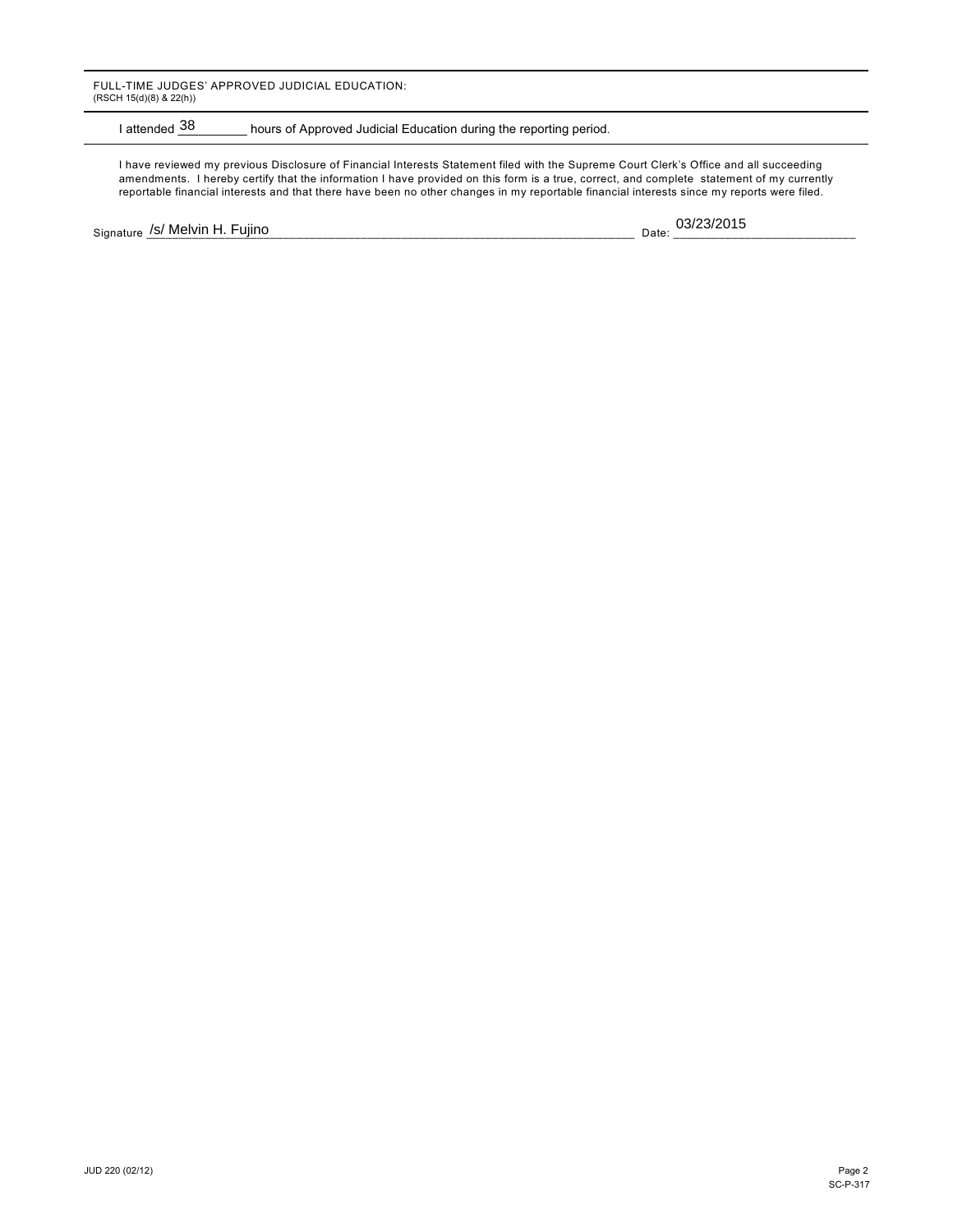FULL-TIME JUDGES' APPROVED JUDICIAL EDUCATION:
(RSCH 15(d)(8) & 22(h))

I attended 38 hours of Approved Judicial Education during the reporting period.

I have reviewed my previous Disclosure of Financial Interests Statement filed with the Supreme Court Clerk's Office and all succeeding amendments. I hereby certify that the information I have provided on this form is a true, correct, and complete statement of my currently reportable financial interests and that there have been no other changes in my reportable financial interests since my reports were filed.

Signature /s/ Melvin H. Fujino Date: 03/23/2015

JUD 220 (02/12)

SC-P-317